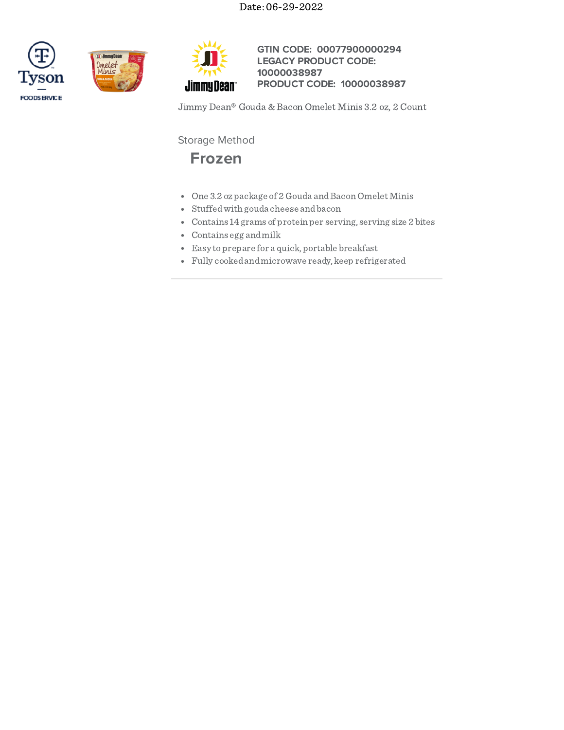Date: 06-29-2022

Tyson FOODSERVICE

Jimmy Dean

**GTIN CODE: 00077900000294**
**LEGACY PRODUCT CODE: 10000038987**
**PRODUCT CODE: 10000038987**

Jimmy Dean® Gouda & Bacon Omelet Minis 3.2 oz, 2 Count

Storage Method

## Frozen

- One 3.2 oz package of 2 Gouda and Bacon Omelet Minis
- Stuffed with gouda cheese and bacon
- Contains 14 grams of protein per serving, serving size 2 bites
- Contains egg and milk
- Easy to prepare for a quick, portable breakfast
- Fully cooked and microwave ready, keep refrigerated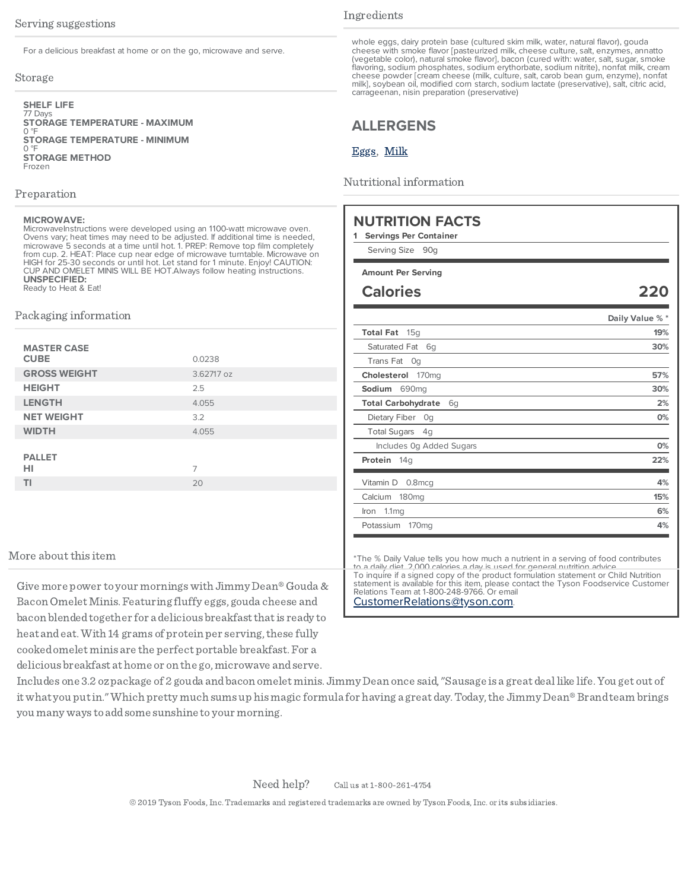## Serving suggestions

For a delicious breakfast at home or on the go, microwave and serve.

## Storage

**SHELF LIFE**
77 Days
**STORAGE TEMPERATURE - MAXIMUM**
0 °F
**STORAGE TEMPERATURE - MINIMUM**
0 °F
**STORAGE METHOD**
Frozen

## Preparation

**MICROWAVE:**
MicrowaveInstructions were developed using an 1100-watt microwave oven. Ovens vary; heat times may need to be adjusted. If additional time is needed, microwave 5 seconds at a time until hot. 1. PREP: Remove top film completely from cup. 2. HEAT: Place cup near edge of microwave turntable. Microwave on HIGH for 25-30 seconds or until hot. Let stand for 1 minute. Enjoy! CAUTION: CUP AND OMELET MINIS WILL BE HOT.Always follow heating instructions.
**UNSPECIFIED:**
Ready to Heat & Eat!

## Packaging information

| | |
|---|---|
| **MASTER CASE** | |
| **CUBE** | 0.0238 |
| **GROSS WEIGHT** | 3.62717 oz |
| **HEIGHT** | 2.5 |
| **LENGTH** | 4.055 |
| **NET WEIGHT** | 3.2 |
| **WIDTH** | 4.055 |
| **PALLET** | |
| **HI** | 7 |
| **TI** | 20 |

## Ingredients

whole eggs, dairy protein base (cultured skim milk, water, natural flavor), gouda cheese with smoke flavor [pasteurized milk, cheese culture, salt, enzymes, annatto (vegetable color), natural smoke flavor], bacon (cured with: water, salt, sugar, smoke flavoring, sodium phosphates, sodium erythorbate, sodium nitrite), nonfat milk, cream cheese powder [cream cheese (milk, culture, salt, carob bean gum, enzyme), nonfat milk], soybean oil, modified corn starch, sodium lactate (preservative), salt, citric acid, carrageenan, nisin preparation (preservative)

## ALLERGENS

Eggs, Milk

## Nutritional information

### NUTRITION FACTS

**1 Servings Per Container**
Serving Size 90g

**Amount Per Serving**
**Calories 220**

| | Daily Value % * |
|---|---|
| **Total Fat** 15g | **19%** |
| Saturated Fat 6g | **30%** |
| Trans Fat 0g | |
| **Cholesterol** 170mg | **57%** |
| **Sodium** 690mg | **30%** |
| **Total Carbohydrate** 6g | **2%** |
| Dietary Fiber 0g | **0%** |
| Total Sugars 4g | |
| Includes 0g Added Sugars | **0%** |
| **Protein** 14g | **22%** |
| Vitamin D 0.8mcg | **4%** |
| Calcium 180mg | **15%** |
| Iron 1.1mg | **6%** |
| Potassium 170mg | **4%** |

*The % Daily Value tells you how much a nutrient in a serving of food contributes to a daily diet. 2,000 calories a day is used for general nutrition advice.

To inquire if a signed copy of the product formulation statement or Child Nutrition statement is available for this item, please contact the Tyson Foodservice Customer Relations Team at 1-800-248-9766. Or email CustomerRelations@tyson.com.

## More about this item

Give more power to your mornings with Jimmy Dean® Gouda & Bacon Omelet Minis. Featuring fluffy eggs, gouda cheese and bacon blended together for a delicious breakfast that is ready to heat and eat. With 14 grams of protein per serving, these fully cooked omelet minis are the perfect portable breakfast. For a delicious breakfast at home or on the go, microwave and serve. Includes one 3.2 oz package of 2 gouda and bacon omelet minis. Jimmy Dean once said, "Sausage is a great deal like life. You get out of it what you put in." Which pretty much sums up his magic formula for having a great day. Today, the Jimmy Dean® Brand team brings you many ways to add some sunshine to your morning.

Need help? Call us at 1-800-261-4754

© 2019 Tyson Foods, Inc. Trademarks and registered trademarks are owned by Tyson Foods, Inc. or its subsidiaries.